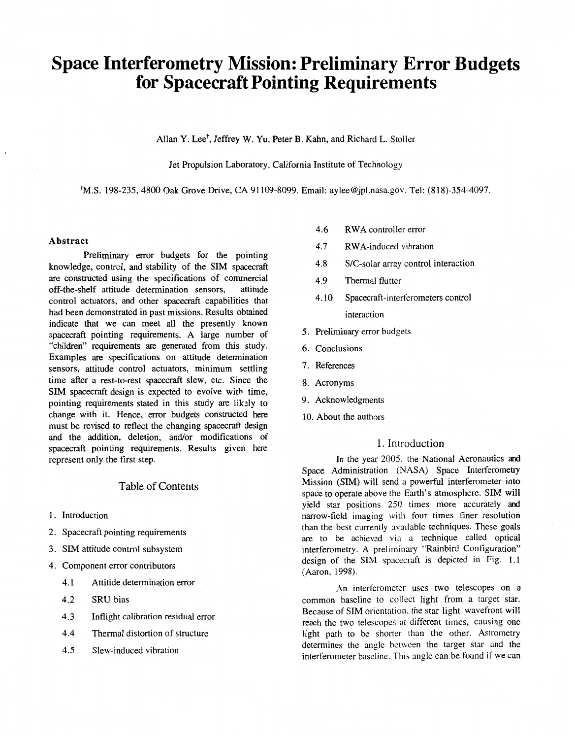# Space Interferometry Mission: Preliminary Error Budgets for Spacecraft Pointing Requirements

Allan Y. Lee[†], Jeffrey W. Yu, Peter B. Kahn, and Richard L. Stoller

Jet Propulsion Laboratory, California Institute of Technology

[†]M.S. 198-235, 4800 Oak Grove Drive, CA 91109-8099. Email: aylee@jpl.nasa.gov. Tel: (818)-354-4097.

### Abstract

Preliminary error budgets for the pointing knowledge, control, and stability of the SIM spacecraft are constructed using the specifications of commercial off-the-shelf attitude determination sensors, attitude control actuators, and other spacecraft capabilities that had been demonstrated in past missions. Results obtained indicate that we can meet all the presently known spacecraft pointing requirements. A large number of "children" requirements are generated from this study. Examples are specifications on attitude determination sensors, attitude control actuators, minimum settling time after a rest-to-rest spacecraft slew, etc. Since the SIM spacecraft design is expected to evolve with time, pointing requirements stated in this study are likely to change with it. Hence, error budgets constructed here must be revised to reflect the changing spacecraft design and the addition, deletion, and/or modifications of spacecraft pointing requirements. Results given here represent only the first step.

## Table of Contents

1. Introduction
2. Spacecraft pointing requirements
3. SIM attitude control subsystem
4. Component error contributors
   - 4.1 Attitide determination error
   - 4.2 SRU bias
   - 4.3 Inflight calibration residual error
   - 4.4 Thermal distortion of structure
   - 4.5 Slew-induced vibration
   - 4.6 RWA controller error
   - 4.7 RWA-induced vibration
   - 4.8 S/C-solar array control interaction
   - 4.9 Thermal flutter
   - 4.10 Spacecraft-interferometers control interaction
5. Preliminary error budgets
6. Conclusions
7. References
8. Acronyms
9. Acknowledgments
10. About the authors

## 1. Introduction

In the year 2005, the National Aeronautics and Space Administration (NASA) Space Interferometry Mission (SIM) will send a powerful interferometer into space to operate above the Earth's atmosphere. SIM will yield star positions 250 times more accurately and narrow-field imaging with four times finer resolution than the best currently available techniques. These goals are to be achieved via a technique called optical interferometry. A preliminary "Rainbird Configuration" design of the SIM spacecraft is depicted in Fig. 1.1 (Aaron, 1998).

An interferometer uses two telescopes on a common baseline to collect light from a target star. Because of SIM orientation, the star light wavefront will reach the two telescopes at different times, causing one light path to be shorter than the other. Astrometry determines the angle between the target star and the interferometer baseline. This angle can be found if we can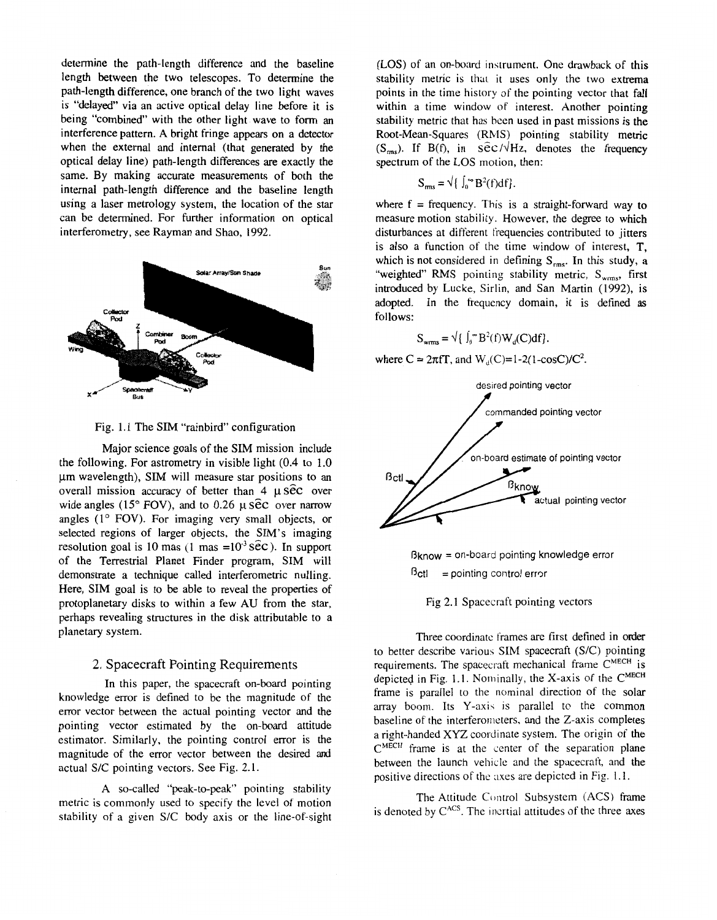determine the path-length difference and the baseline length between the two telescopes. To determine the path-length difference, one branch of the two light waves is "delayed" via an active optical delay line before it is being "combined" with the other light wave to form an interference pattern. A bright fringe appears on a detector when the external and internal (that generated by the optical delay line) path-length differences are exactly the same. By making accurate measurements of both the internal path-length difference and the baseline length using a laser metrology system, the location of the star can be determined. For further information on optical interferometry, see Rayman and Shao, 1992.

Fig. 1.1 The SIM "rainbird" configuration

Major science goals of the SIM mission include the following. For astrometry in visible light (0.4 to 1.0 μm wavelength), SIM will measure star positions to an overall mission accuracy of better than 4 μ sec over wide angles (15° FOV), and to 0.26 μ sec over narrow angles (1° FOV). For imaging very small objects, or selected regions of larger objects, the SIM's imaging resolution goal is 10 mas (1 mas $=10^{-3}$ sec). In support of the Terrestrial Planet Finder program, SIM will demonstrate a technique called interferometric nulling. Here, SIM goal is to be able to reveal the properties of protoplanetary disks to within a few AU from the star, perhaps revealing structures in the disk attributable to a planetary system.

## 2. Spacecraft Pointing Requirements

In this paper, the spacecraft on-board pointing knowledge error is defined to be the magnitude of the error vector between the actual pointing vector and the pointing vector estimated by the on-board attitude estimator. Similarly, the pointing control error is the magnitude of the error vector between the desired and actual S/C pointing vectors. See Fig. 2.1.

A so-called "peak-to-peak" pointing stability metric is commonly used to specify the level of motion stability of a given S/C body axis or the line-of-sight (LOS) of an on-board instrument. One drawback of this stability metric is that it uses only the two extrema points in the time history of the pointing vector that fall within a time window of interest. Another pointing stability metric that has been used in past missions is the Root-Mean-Squares (RMS) pointing stability metric ($S_{rms}$). If B(f), in sec/$\sqrt{Hz}$, denotes the frequency spectrum of the LOS motion, then:

$$S_{rms} = \sqrt{\{ \int_0^\infty B^2(f)df\}}.$$

where f = frequency. This is a straight-forward way to measure motion stability. However, the degree to which disturbances at different frequencies contributed to jitters is also a function of the time window of interest, T, which is not considered in defining $S_{rms}$. In this study, a "weighted" RMS pointing stability metric, $S_{wrms}$, first introduced by Lucke, Sirlin, and San Martin (1992), is adopted. In the frequency domain, it is defined as follows:

$$S_{wrms} = \sqrt{\{ \int_0^\infty B^2(f)W_d(C)df\}}.$$

where $C = 2\pi fT$, and $W_d(C)=1-2(1-\cos C)/C^2$.

ßknow = on-board pointing knowledge error

ßctl = pointing control error

Fig 2.1 Spacecraft pointing vectors

Three coordinate frames are first defined in order to better describe various SIM spacecraft (S/C) pointing requirements. The spacecraft mechanical frame $C^{MECH}$ is depicted in Fig. 1.1. Nominally, the X-axis of the $C^{MECH}$ frame is parallel to the nominal direction of the solar array boom. Its Y-axis is parallel to the common baseline of the interferometers, and the Z-axis completes a right-handed XYZ coordinate system. The origin of the $C^{MECH}$ frame is at the center of the separation plane between the launch vehicle and the spacecraft, and the positive directions of the axes are depicted in Fig. 1.1.

The Attitude Control Subsystem (ACS) frame is denoted by $C^{ACS}$. The inertial attitudes of the three axes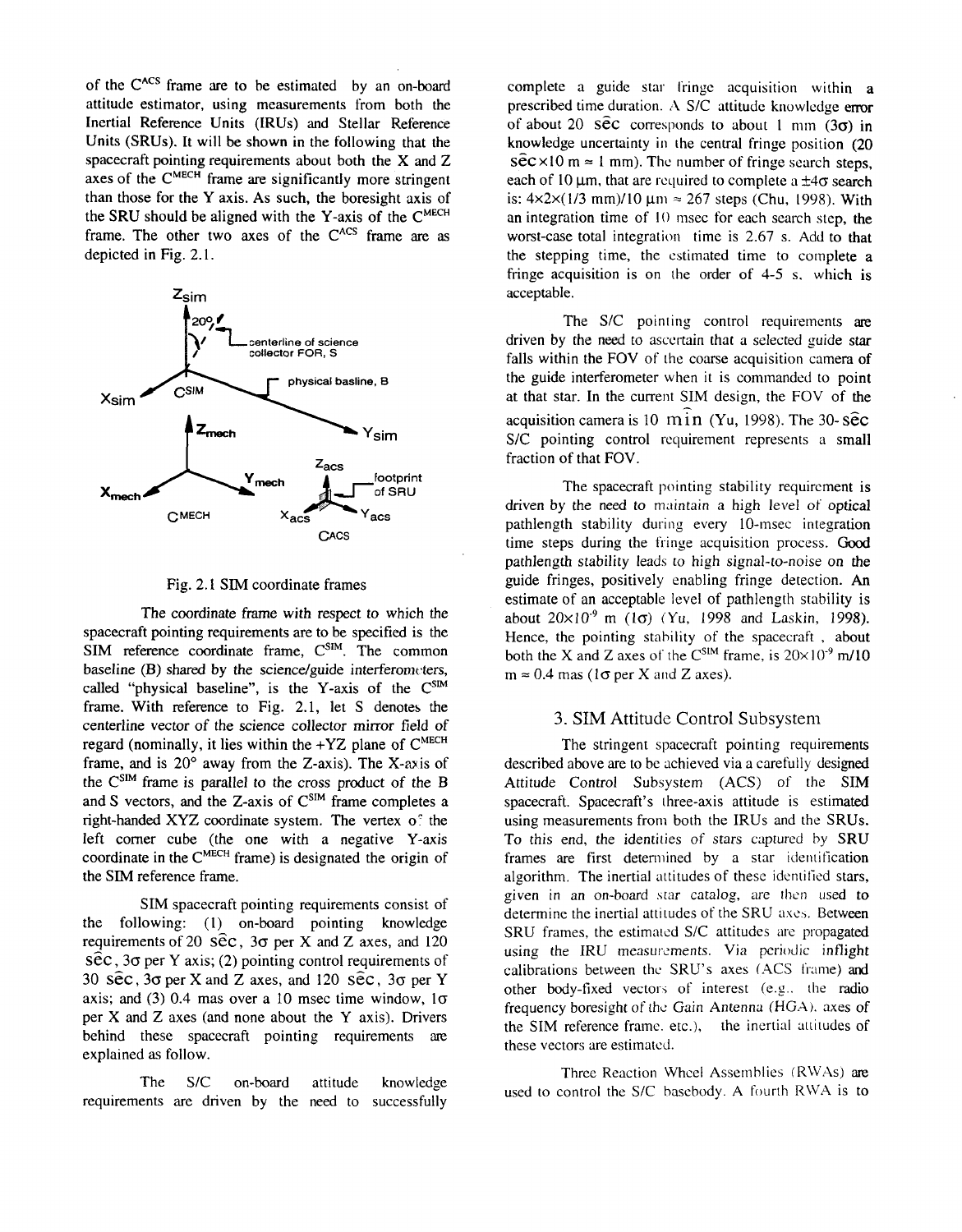of the $C^{ACS}$ frame are to be estimated by an on-board attitude estimator, using measurements from both the Inertial Reference Units (IRUs) and Stellar Reference Units (SRUs). It will be shown in the following that the spacecraft pointing requirements about both the X and Z axes of the $C^{MECH}$ frame are significantly more stringent than those for the Y axis. As such, the boresight axis of the SRU should be aligned with the Y-axis of the $C^{MECH}$ frame. The other two axes of the $C^{ACS}$ frame are as depicted in Fig. 2.1.

Fig. 2.1 SIM coordinate frames

The coordinate frame with respect to which the spacecraft pointing requirements are to be specified is the SIM reference coordinate frame, $C^{SIM}$. The common baseline (B) shared by the science/guide interferometers, called "physical baseline", is the Y-axis of the $C^{SIM}$ frame. With reference to Fig. 2.1, let S denotes the centerline vector of the science collector mirror field of regard (nominally, it lies within the +YZ plane of $C^{MECH}$ frame, and is 20° away from the Z-axis). The X-axis of the $C^{SIM}$ frame is parallel to the cross product of the B and S vectors, and the Z-axis of $C^{SIM}$ frame completes a right-handed XYZ coordinate system. The vertex of the left corner cube (the one with a negative Y-axis coordinate in the $C^{MECH}$ frame) is designated the origin of the SIM reference frame.

SIM spacecraft pointing requirements consist of the following: (1) on-board pointing knowledge requirements of 20 sec, 3σ per X and Z axes, and 120 sec, 3σ per Y axis; (2) pointing control requirements of 30 sec, 3σ per X and Z axes, and 120 sec, 3σ per Y axis; and (3) 0.4 mas over a 10 msec time window, 1σ per X and Z axes (and none about the Y axis). Drivers behind these spacecraft pointing requirements are explained as follow.

The S/C on-board attitude knowledge requirements are driven by the need to successfully complete a guide star fringe acquisition within a prescribed time duration. A S/C attitude knowledge error of about 20 sec corresponds to about 1 mm (3σ) in knowledge uncertainty in the central fringe position (20 sec×10 m ≈ 1 mm). The number of fringe search steps, each of 10 μm, that are required to complete a ±4σ search is: 4×2×(1/3 mm)/10 μm ≈ 267 steps (Chu, 1998). With an integration time of 10 msec for each search step, the worst-case total integration time is 2.67 s. Add to that the stepping time, the estimated time to complete a fringe acquisition is on the order of 4-5 s, which is acceptable.

The S/C pointing control requirements are driven by the need to ascertain that a selected guide star falls within the FOV of the coarse acquisition camera of the guide interferometer when it is commanded to point at that star. In the current SIM design, the FOV of the acquisition camera is 10 min (Yu, 1998). The 30-sec S/C pointing control requirement represents a small fraction of that FOV.

The spacecraft pointing stability requirement is driven by the need to maintain a high level of optical pathlength stability during every 10-msec integration time steps during the fringe acquisition process. Good pathlength stability leads to high signal-to-noise on the guide fringes, positively enabling fringe detection. An estimate of an acceptable level of pathlength stability is about $20\times10^{-9}$ m (1σ) (Yu, 1998 and Laskin, 1998). Hence, the pointing stability of the spacecraft, about both the X and Z axes of the $C^{SIM}$ frame, is $20\times10^{-9}$ m/10 m ≈ 0.4 mas (1σ per X and Z axes).

## 3. SIM Attitude Control Subsystem

The stringent spacecraft pointing requirements described above are to be achieved via a carefully designed Attitude Control Subsystem (ACS) of the SIM spacecraft. Spacecraft's three-axis attitude is estimated using measurements from both the IRUs and the SRUs. To this end, the identities of stars captured by SRU frames are first determined by a star identification algorithm. The inertial attitudes of these identified stars, given in an on-board star catalog, are then used to determine the inertial attitudes of the SRU axes. Between SRU frames, the estimated S/C attitudes are propagated using the IRU measurements. Via periodic inflight calibrations between the SRU's axes (ACS frame) and other body-fixed vectors of interest (e.g., the radio frequency boresight of the Gain Antenna (HGA), axes of the SIM reference frame, etc.), the inertial attitudes of these vectors are estimated.

Three Reaction Wheel Assemblies (RWAs) are used to control the S/C basebody. A fourth RWA is to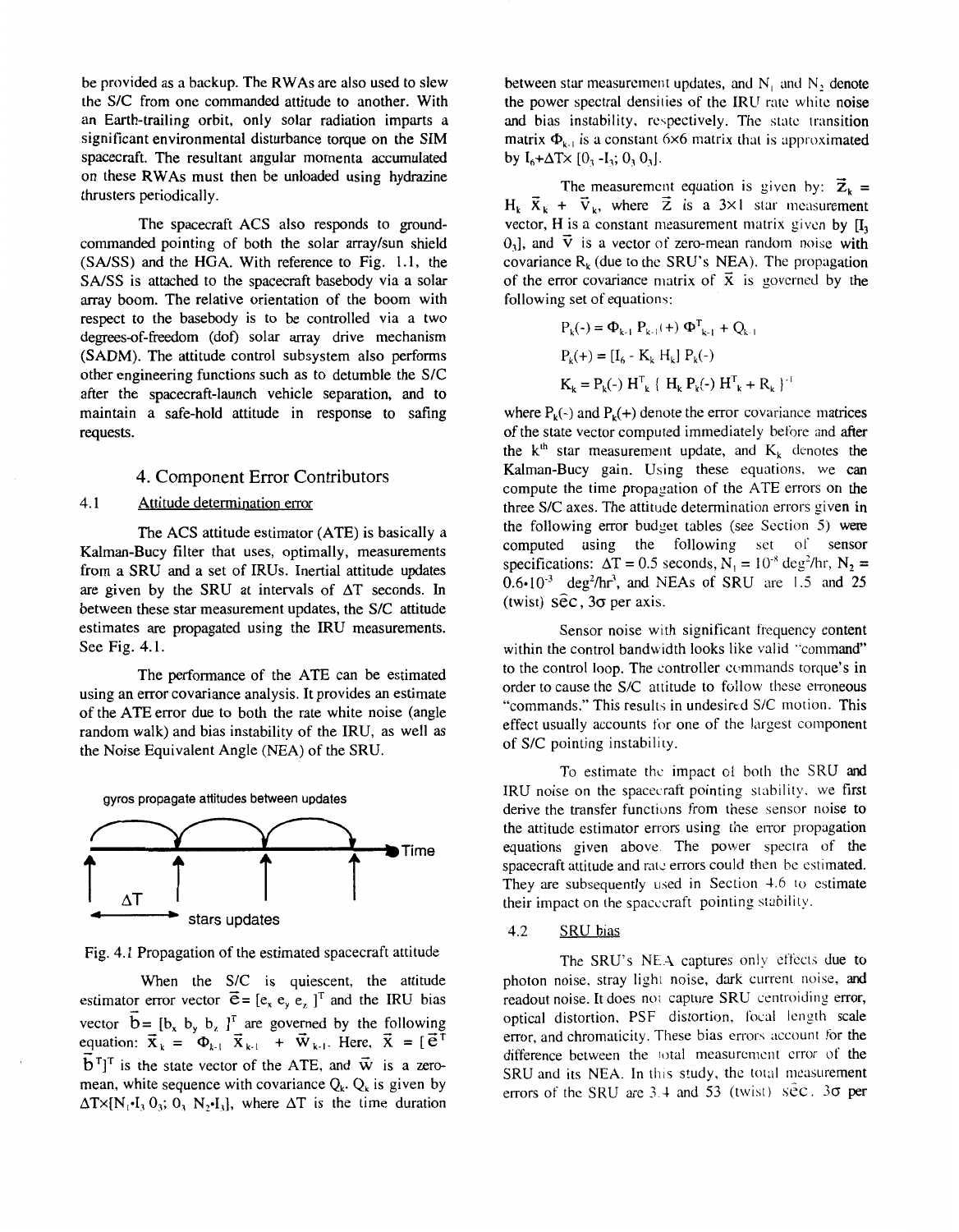be provided as a backup. The RWAs are also used to slew the S/C from one commanded attitude to another. With an Earth-trailing orbit, only solar radiation imparts a significant environmental disturbance torque on the SIM spacecraft. The resultant angular momenta accumulated on these RWAs must then be unloaded using hydrazine thrusters periodically.

The spacecraft ACS also responds to ground-commanded pointing of both the solar array/sun shield (SA/SS) and the HGA. With reference to Fig. 1.1, the SA/SS is attached to the spacecraft basebody via a solar array boom. The relative orientation of the boom with respect to the basebody is to be controlled via a two degrees-of-freedom (dof) solar array drive mechanism (SADM). The attitude control subsystem also performs other engineering functions such as to detumble the S/C after the spacecraft-launch vehicle separation, and to maintain a safe-hold attitude in response to safing requests.

## 4. Component Error Contributors

### 4.1 Attitude determination error

The ACS attitude estimator (ATE) is basically a Kalman-Bucy filter that uses, optimally, measurements from a SRU and a set of IRUs. Inertial attitude updates are given by the SRU at intervals of $\Delta T$ seconds. In between these star measurement updates, the S/C attitude estimates are propagated using the IRU measurements. See Fig. 4.1.

The performance of the ATE can be estimated using an error covariance analysis. It provides an estimate of the ATE error due to both the rate white noise (angle random walk) and bias instability of the IRU, as well as the Noise Equivalent Angle (NEA) of the SRU.

gyros propagate attitudes between updates

Time

$\Delta T$

stars updates

Fig. 4.1 Propagation of the estimated spacecraft attitude

When the S/C is quiescent, the attitude estimator error vector $\vec{e} = [e_x\ e_y\ e_z\ ]^T$ and the IRU bias vector $\vec{b} = [b_x\ b_y\ b_z\ ]^T$ are governed by the following equation: $\vec{x}_k = \Phi_{k-1}\ \vec{x}_{k-1} + \vec{w}_{k-1}$. Here, $\vec{x} = [\vec{e}^T\ \vec{b}^T]^T$ is the state vector of the ATE, and $\vec{w}$ is a zero-mean, white sequence with covariance $Q_k$. $Q_k$ is given by $\Delta T \times [N_1 \cdot I_3\ 0_3;\ 0_3\ N_2 \cdot I_3]$, where $\Delta T$ is the time duration between star measurement updates, and $N_1$ and $N_2$ denote the power spectral densities of the IRU rate white noise and bias instability, respectively. The state transition matrix $\Phi_{k-1}$ is a constant 6×6 matrix that is approximated by $I_6 + \Delta T \times [0_3\ -I_3;\ 0_3\ 0_3]$.

The measurement equation is given by: $\vec{z}_k = H_k\ \vec{x}_k + \vec{v}_k$, where $\vec{z}$ is a 3×1 star measurement vector, H is a constant measurement matrix given by $[I_3\ 0_3]$, and $\vec{v}$ is a vector of zero-mean random noise with covariance $R_k$ (due to the SRU's NEA). The propagation of the error covariance matrix of $\vec{x}$ is governed by the following set of equations:

$$P_k(-) = \Phi_{k-1}\ P_{k-1}(+)\ \Phi^T_{k-1} + Q_{k-1}$$

$$P_k(+) = [I_6 - K_k\ H_k]\ P_k(-)$$

$$K_k = P_k(-)\ H^T_k\ \{\ H_k\ P_k(-)\ H^T_k + R_k\ \}^{-1}$$

where $P_k(-)$ and $P_k(+)$ denote the error covariance matrices of the state vector computed immediately before and after the $k^{th}$ star measurement update, and $K_k$ denotes the Kalman-Bucy gain. Using these equations, we can compute the time propagation of the ATE errors on the three S/C axes. The attitude determination errors given in the following error budget tables (see Section 5) were computed using the following set of sensor specifications: $\Delta T$ = 0.5 seconds, $N_1 = 10^{-8}$ deg$^2$/hr, $N_2 = 0.6 \cdot 10^{-3}$ deg$^2$/hr$^3$, and NEAs of SRU are 1.5 and 25 (twist) $\widehat{\sec}$, 3σ per axis.

Sensor noise with significant frequency content within the control bandwidth looks like valid "command" to the control loop. The controller commands torque's in order to cause the S/C attitude to follow these erroneous "commands." This results in undesired S/C motion. This effect usually accounts for one of the largest component of S/C pointing instability.

To estimate the impact of both the SRU and IRU noise on the spacecraft pointing stability, we first derive the transfer functions from these sensor noise to the attitude estimator errors using the error propagation equations given above. The power spectra of the spacecraft attitude and rate errors could then be estimated. They are subsequently used in Section 4.6 to estimate their impact on the spacecraft pointing stability.

### 4.2 SRU bias

The SRU's NEA captures only effects due to photon noise, stray light noise, dark current noise, and readout noise. It does not capture SRU centroiding error, optical distortion, PSF distortion, focal length scale error, and chromaticity. These bias errors account for the difference between the total measurement error of the SRU and its NEA. In this study, the total measurement errors of the SRU are 3.4 and 53 (twist) $\widehat{\sec}$, 3σ per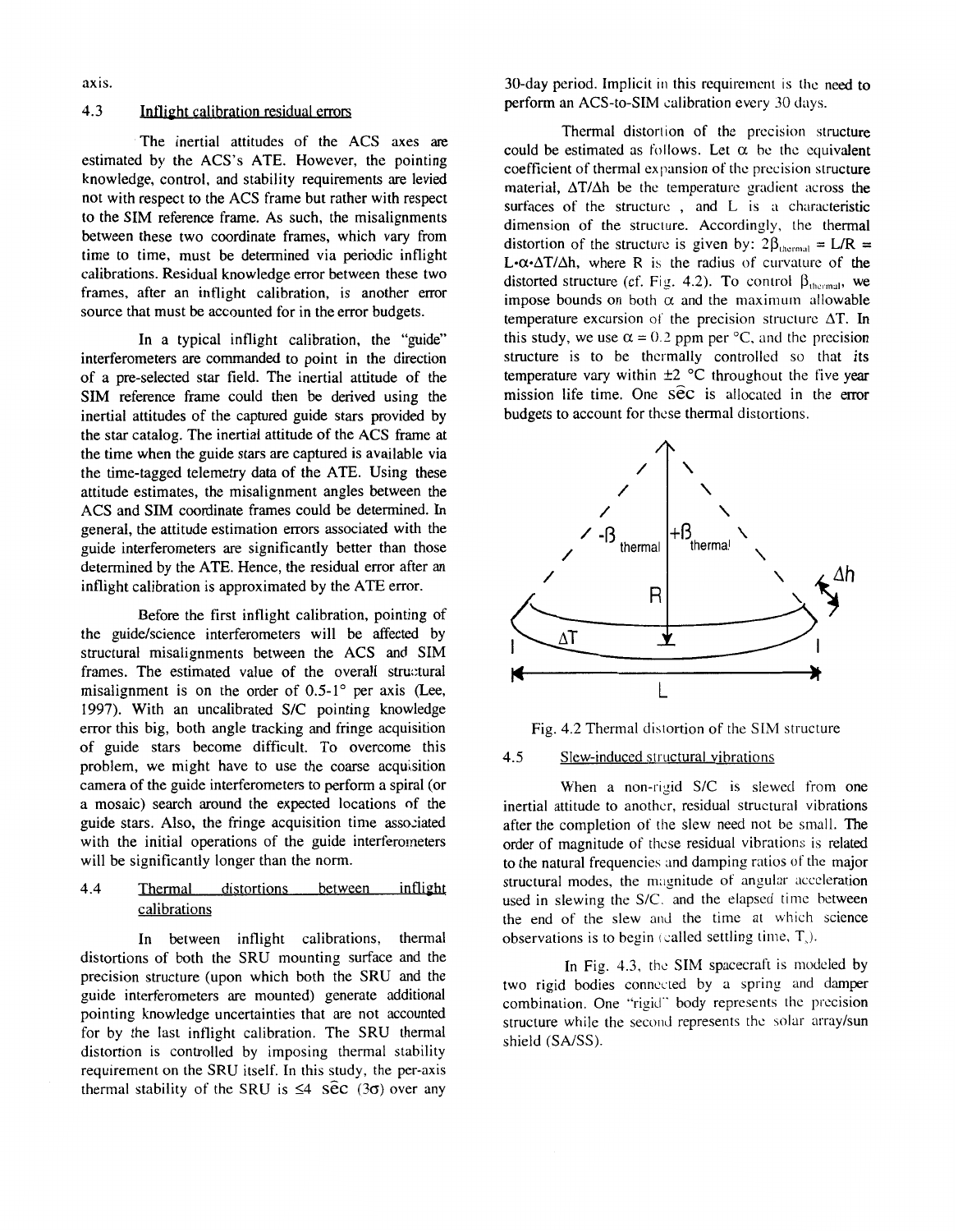axis.

### 4.3 Inflight calibration residual errors

The inertial attitudes of the ACS axes are estimated by the ACS's ATE. However, the pointing knowledge, control, and stability requirements are levied not with respect to the ACS frame but rather with respect to the SIM reference frame. As such, the misalignments between these two coordinate frames, which vary from time to time, must be determined via periodic inflight calibrations. Residual knowledge error between these two frames, after an inflight calibration, is another error source that must be accounted for in the error budgets.

In a typical inflight calibration, the "guide" interferometers are commanded to point in the direction of a pre-selected star field. The inertial attitude of the SIM reference frame could then be derived using the inertial attitudes of the captured guide stars provided by the star catalog. The inertial attitude of the ACS frame at the time when the guide stars are captured is available via the time-tagged telemetry data of the ATE. Using these attitude estimates, the misalignment angles between the ACS and SIM coordinate frames could be determined. In general, the attitude estimation errors associated with the guide interferometers are significantly better than those determined by the ATE. Hence, the residual error after an inflight calibration is approximated by the ATE error.

Before the first inflight calibration, pointing of the guide/science interferometers will be affected by structural misalignments between the ACS and SIM frames. The estimated value of the overall structural misalignment is on the order of 0.5-1° per axis (Lee, 1997). With an uncalibrated S/C pointing knowledge error this big, both angle tracking and fringe acquisition of guide stars become difficult. To overcome this problem, we might have to use the coarse acquisition camera of the guide interferometers to perform a spiral (or a mosaic) search around the expected locations of the guide stars. Also, the fringe acquisition time associated with the initial operations of the guide interferometers will be significantly longer than the norm.

### 4.4 Thermal distortions between inflight calibrations

In between inflight calibrations, thermal distortions of both the SRU mounting surface and the precision structure (upon which both the SRU and the guide interferometers are mounted) generate additional pointing knowledge uncertainties that are not accounted for by the last inflight calibration. The SRU thermal distortion is controlled by imposing thermal stability requirement on the SRU itself. In this study, the per-axis thermal stability of the SRU is ≤4 $\widehat{\sec}$ ($3\sigma$) over any 30-day period. Implicit in this requirement is the need to perform an ACS-to-SIM calibration every 30 days.

Thermal distortion of the precision structure could be estimated as follows. Let $\alpha$ be the equivalent coefficient of thermal expansion of the precision structure material, $\Delta T/\Delta h$ be the temperature gradient across the surfaces of the structure , and L is a characteristic dimension of the structure. Accordingly, the thermal distortion of the structure is given by: $2\beta_{thermal} = L/R = L{\cdot}\alpha{\cdot}\Delta T/\Delta h$, where R is the radius of curvature of the distorted structure (cf. Fig. 4.2). To control $\beta_{thermal}$, we impose bounds on both $\alpha$ and the maximum allowable temperature excursion of the precision structure $\Delta T$. In this study, we use $\alpha = 0.2$ ppm per °C, and the precision structure is to be thermally controlled so that its temperature vary within ±2 °C throughout the five year mission life time. One $\widehat{\sec}$ is allocated in the error budgets to account for these thermal distortions.

Fig. 4.2 Thermal distortion of the SIM structure

### 4.5 Slew-induced structural vibrations

When a non-rigid S/C is slewed from one inertial attitude to another, residual structural vibrations after the completion of the slew need not be small. The order of magnitude of these residual vibrations is related to the natural frequencies and damping ratios of the major structural modes, the magnitude of angular acceleration used in slewing the S/C, and the elapsed time between the end of the slew and the time at which science observations is to begin (called settling time, $T_s$).

In Fig. 4.3, the SIM spacecraft is modeled by two rigid bodies connected by a spring and damper combination. One "rigid" body represents the precision structure while the second represents the solar array/sun shield (SA/SS).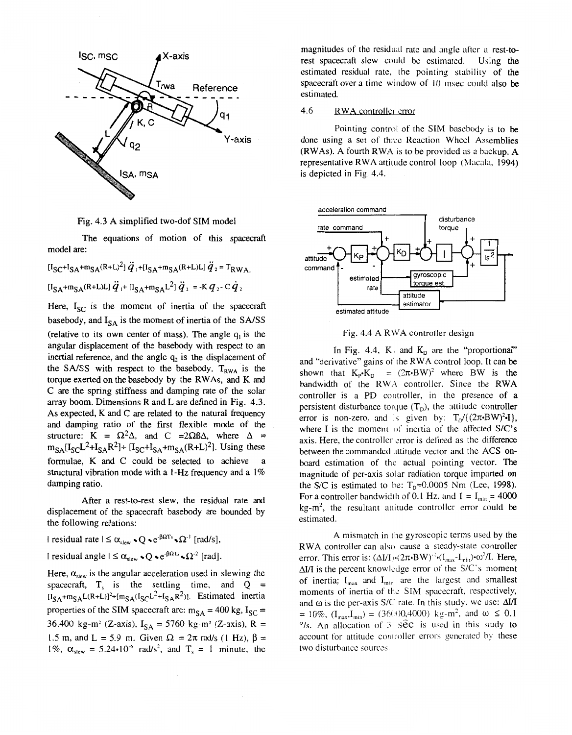Fig. 4.3 A simplified two-dof SIM model

The equations of motion of this spacecraft model are:

$$[I_{SC}+I_{SA}+m_{SA}(R+L)^2]\ddot{q}_1+[I_{SA}+m_{SA}(R+L)L]\ddot{q}_2 = T_{RWA}.$$

$$[I_{SA}+m_{SA}(R+L)L]\ddot{q}_1+[I_{SA}+m_{SA}L^2]\ddot{q}_2 = -Kq_2-C\dot{q}_2$$

Here, $I_{SC}$ is the moment of inertia of the spacecraft basebody, and $I_{SA}$ is the moment of inertia of the SA/SS (relative to its own center of mass). The angle $q_1$ is the angular displacement of the basebody with respect to an inertial reference, and the angle $q_2$ is the displacement of the SA/SS with respect to the basebody. $T_{RWA}$ is the torque exerted on the basebody by the RWAs, and K and C are the spring stiffness and damping rate of the solar array boom. Dimensions R and L are defined in Fig. 4.3. As expected, K and C are related to the natural frequency and damping ratio of the first flexible mode of the structure: $K = \Omega^2\Delta$, and $C = 2\Omega\beta\Delta$, where $\Delta = m_{SA}[I_{SC}L^2+I_{SA}R^2]\div[I_{SC}+I_{SA}+m_{SA}(R+L)^2]$. Using these formulae, K and C could be selected to achieve a structural vibration mode with a 1-Hz frequency and a 1% damping ratio.

After a rest-to-rest slew, the residual rate and displacement of the spacecraft basebody are bounded by the following relations:

$$|\text{ residual rate }| \le \alpha_{slew} \bullet Q \bullet e^{-\beta\Omega T_s} \bullet \Omega^{-1} \text{ [rad/s]},$$

$$|\text{ residual angle }| \le \alpha_{slew} \bullet Q \bullet e^{-\beta\Omega T_s} \bullet \Omega^{-2} \text{ [rad]}.$$

Here, $\alpha_{slew}$ is the angular acceleration used in slewing the spacecraft, $T_s$ is the settling time, and $Q = [I_{SA}+m_{SA}L(R+L)]^2\div[m_{SA}(I_{SC}L^2+I_{SA}R^2)]$. Estimated inertia properties of the SIM spacecraft are: $m_{SA} = 400$ kg, $I_{SC} = 36{,}400$ kg-m$^2$ (Z-axis), $I_{SA} = 5760$ kg-m$^2$ (Z-axis), R = 1.5 m, and L = 5.9 m. Given $\Omega = 2\pi$ rad/s (1 Hz), $\beta = 1\%$, $\alpha_{slew} = 5.24\bullet10^{-6}$ rad/s$^2$, and $T_s = 1$ minute, the magnitudes of the residual rate and angle after a rest-to-rest spacecraft slew could be estimated. Using the estimated residual rate, the pointing stability of the spacecraft over a time window of 10 msec could also be estimated.

### 4.6 RWA controller error

Pointing control of the SIM basebody is to be done using a set of three Reaction Wheel Assemblies (RWAs). A fourth RWA is to be provided as a backup. A representative RWA attitude control loop (Macala, 1994) is depicted in Fig. 4.4.

Fig. 4.4 A RWA controller design

In Fig. 4.4, $K_P$ and $K_D$ are the "proportional" and "derivative" gains of the RWA control loop. It can be shown that $K_P \bullet K_D = (2\pi \bullet BW)^2$ where BW is the bandwidth of the RWA controller. Since the RWA controller is a PD controller, in the presence of a persistent disturbance torque ($T_D$), the attitude controller error is non-zero, and is given by: $T_D/\{(2\pi \bullet BW)^2 \bullet I\}$, where I is the moment of inertia of the affected S/C's axis. Here, the controller error is defined as the difference between the commanded attitude vector and the ACS on-board estimation of the actual pointing vector. The magnitude of per-axis solar radiation torque imparted on the S/C is estimated to be: $T_D \approx 0.0005$ Nm (Lee, 1998). For a controller bandwidth of 0.1 Hz, and $I = I_{min} = 4000$ kg-m$^2$, the resultant attitude controller error could be estimated.

A mismatch in the gyroscopic terms used by the RWA controller can also cause a steady-state controller error. This error is: $(\Delta I/I) \bullet (2\pi \bullet BW)^{-2} \bullet (I_{max}-I_{min}) \bullet \omega^2/I$. Here, $\Delta I/I$ is the percent knowledge error of the S/C's moment of inertia; $I_{max}$ and $I_{min}$ are the largest and smallest moments of inertia of the SIM spacecraft, respectively, and $\omega$ is the per-axis S/C rate. In this study, we use: $\Delta I/I = 10\%$, $(I_{max}, I_{min}) = (36000, 4000)$ kg-m$^2$, and $\omega \le 0.1$ °/s. An allocation of 3 sec is used in this study to account for attitude controller errors generated by these two disturbance sources.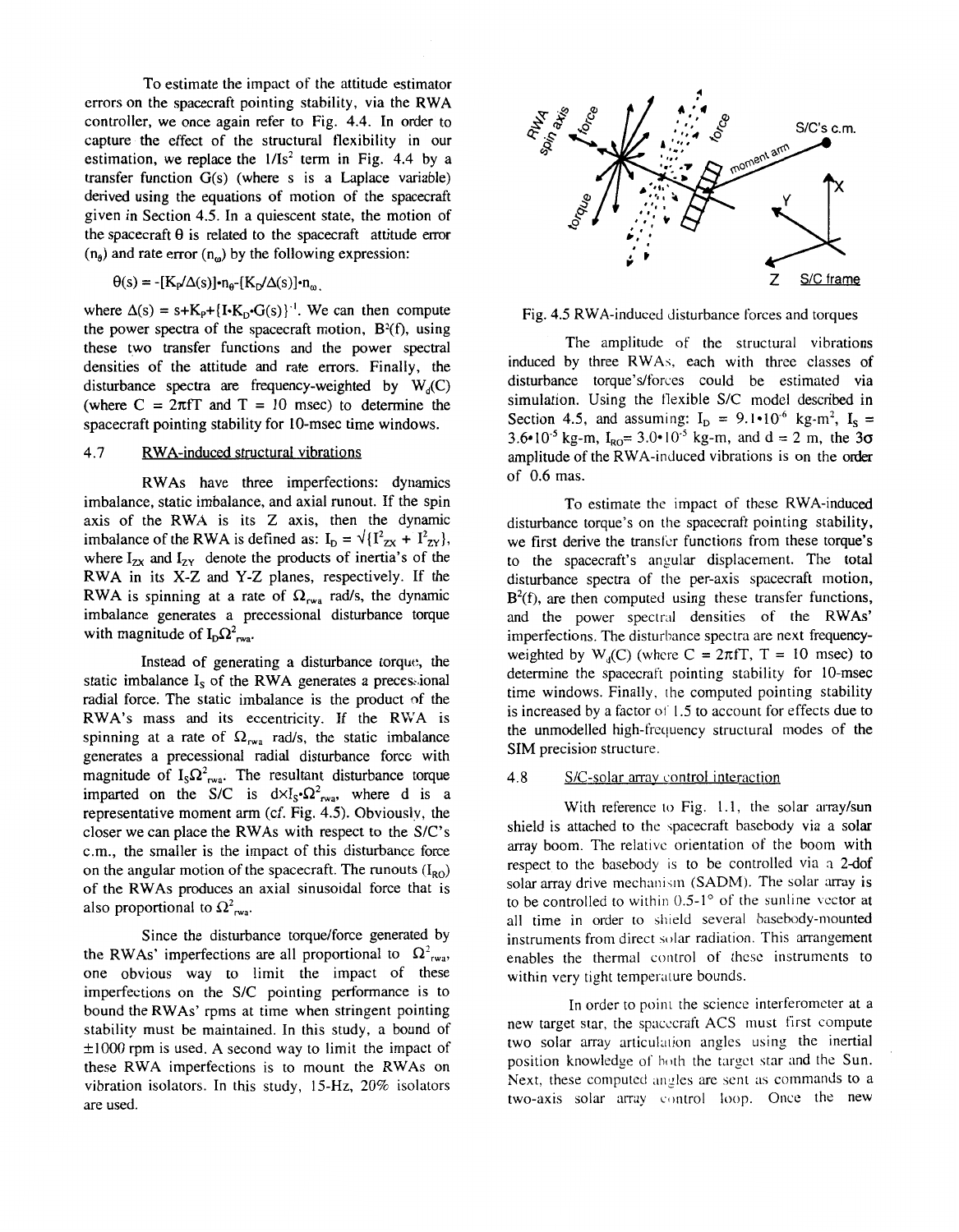To estimate the impact of the attitude estimator errors on the spacecraft pointing stability, via the RWA controller, we once again refer to Fig. 4.4. In order to capture the effect of the structural flexibility in our estimation, we replace the $1/Is^2$ term in Fig. 4.4 by a transfer function G(s) (where s is a Laplace variable) derived using the equations of motion of the spacecraft given in Section 4.5. In a quiescent state, the motion of the spacecraft $\theta$ is related to the spacecraft attitude error ($n_\theta$) and rate error ($n_\omega$) by the following expression:

$$\theta(s) = -[K_P/\Delta(s)]\cdot n_\theta - [K_D/\Delta(s)]\cdot n_\omega.$$

where $\Delta(s) = s + K_P + \{I \cdot K_D \cdot G(s)\}^{-1}$. We can then compute the power spectra of the spacecraft motion, $B^2(f)$, using these two transfer functions and the power spectral densities of the attitude and rate errors. Finally, the disturbance spectra are frequency-weighted by $W_d(C)$ (where $C = 2\pi fT$ and $T = 10$ msec) to determine the spacecraft pointing stability for 10-msec time windows.

## 4.7 RWA-induced structural vibrations

RWAs have three imperfections: dynamics imbalance, static imbalance, and axial runout. If the spin axis of the RWA is its Z axis, then the dynamic imbalance of the RWA is defined as: $I_D = \sqrt{I_{ZX}^2 + I_{ZY}^2}$, where $I_{ZX}$ and $I_{ZY}$ denote the products of inertia's of the RWA in its X-Z and Y-Z planes, respectively. If the RWA is spinning at a rate of $\Omega_{rwa}$ rad/s, the dynamic imbalance generates a precessional disturbance torque with magnitude of $I_D\Omega^2_{rwa}$.

Instead of generating a disturbance torque, the static imbalance $I_S$ of the RWA generates a precessional radial force. The static imbalance is the product of the RWA's mass and its eccentricity. If the RWA is spinning at a rate of $\Omega_{rwa}$ rad/s, the static imbalance generates a precessional radial disturbance force with magnitude of $I_S\Omega^2_{rwa}$. The resultant disturbance torque imparted on the S/C is $d \times I_S \cdot \Omega^2_{rwa}$, where d is a representative moment arm (cf. Fig. 4.5). Obviously, the closer we can place the RWAs with respect to the S/C's c.m., the smaller is the impact of this disturbance force on the angular motion of the spacecraft. The runouts ($I_{RO}$) of the RWAs produces an axial sinusoidal force that is also proportional to $\Omega^2_{rwa}$.

Since the disturbance torque/force generated by the RWAs' imperfections are all proportional to $\Omega^2_{rwa}$, one obvious way to limit the impact of these imperfections on the S/C pointing performance is to bound the RWAs' rpms at time when stringent pointing stability must be maintained. In this study, a bound of ±1000 rpm is used. A second way to limit the impact of these RWA imperfections is to mount the RWAs on vibration isolators. In this study, 15-Hz, 20% isolators are used.

Fig. 4.5 RWA-induced disturbance forces and torques

The amplitude of the structural vibrations induced by three RWAs, each with three classes of disturbance torque's/forces could be estimated via simulation. Using the flexible S/C model described in Section 4.5, and assuming: $I_D = 9.1 \cdot 10^{-6}$ kg-m$^2$, $I_S = 3.6 \cdot 10^{-5}$ kg-m, $I_{RO} = 3.0 \cdot 10^{-5}$ kg-m, and d = 2 m, the 3$\sigma$ amplitude of the RWA-induced vibrations is on the order of 0.6 mas.

To estimate the impact of these RWA-induced disturbance torque's on the spacecraft pointing stability, we first derive the transfer functions from these torque's to the spacecraft's angular displacement. The total disturbance spectra of the per-axis spacecraft motion, $B^2(f)$, are then computed using these transfer functions, and the power spectral densities of the RWAs' imperfections. The disturbance spectra are next frequency-weighted by $W_d(C)$ (where $C = 2\pi fT$, $T = 10$ msec) to determine the spacecraft pointing stability for 10-msec time windows. Finally, the computed pointing stability is increased by a factor of 1.5 to account for effects due to the unmodelled high-frequency structural modes of the SIM precision structure.

## 4.8 S/C-solar array control interaction

With reference to Fig. 1.1, the solar array/sun shield is attached to the spacecraft basebody via a solar array boom. The relative orientation of the boom with respect to the basebody is to be controlled via a 2-dof solar array drive mechanism (SADM). The solar array is to be controlled to within 0.5-1° of the sunline vector at all time in order to shield several basebody-mounted instruments from direct solar radiation. This arrangement enables the thermal control of these instruments to within very tight temperature bounds.

In order to point the science interferometer at a new target star, the spacecraft ACS must first compute two solar array articulation angles using the inertial position knowledge of both the target star and the Sun. Next, these computed angles are sent as commands to a two-axis solar array control loop. Once the new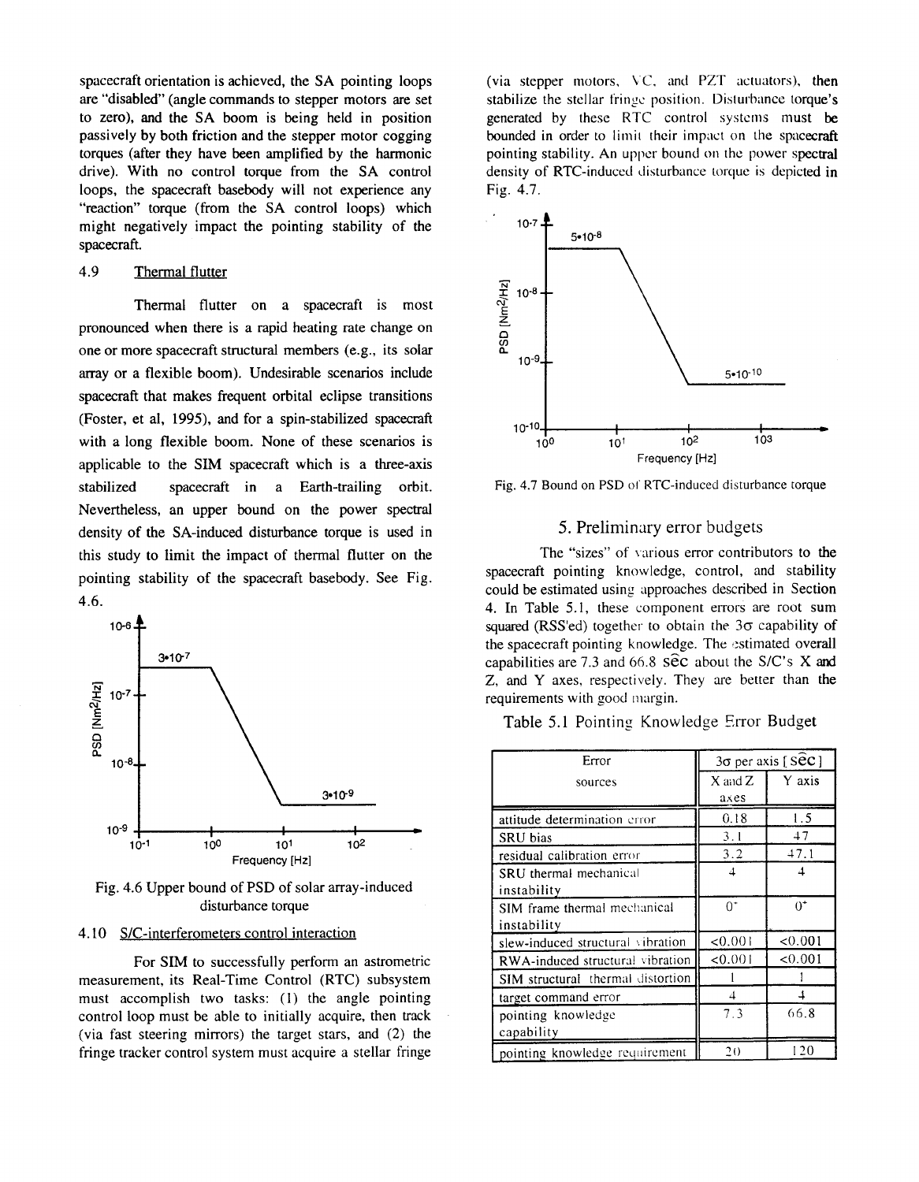spacecraft orientation is achieved, the SA pointing loops are "disabled" (angle commands to stepper motors are set to zero), and the SA boom is being held in position passively by both friction and the stepper motor cogging torques (after they have been amplified by the harmonic drive). With no control torque from the SA control loops, the spacecraft basebody will not experience any "reaction" torque (from the SA control loops) which might negatively impact the pointing stability of the spacecraft.

### 4.9 Thermal flutter

Thermal flutter on a spacecraft is most pronounced when there is a rapid heating rate change on one or more spacecraft structural members (e.g., its solar array or a flexible boom). Undesirable scenarios include spacecraft that makes frequent orbital eclipse transitions (Foster, et al, 1995), and for a spin-stabilized spacecraft with a long flexible boom. None of these scenarios is applicable to the SIM spacecraft which is a three-axis stabilized spacecraft in a Earth-trailing orbit. Nevertheless, an upper bound on the power spectral density of the SA-induced disturbance torque is used in this study to limit the impact of thermal flutter on the pointing stability of the spacecraft basebody. See Fig. 4.6.

Fig. 4.6 Upper bound of PSD of solar array-induced disturbance torque

### 4.10 S/C-interferometers control interaction

For SIM to successfully perform an astrometric measurement, its Real-Time Control (RTC) subsystem must accomplish two tasks: (1) the angle pointing control loop must be able to initially acquire, then track (via fast steering mirrors) the target stars, and (2) the fringe tracker control system must acquire a stellar fringe (via stepper motors, VC, and PZT actuators), then stabilize the stellar fringe position. Disturbance torque's generated by these RTC control systems must be bounded in order to limit their impact on the spacecraft pointing stability. An upper bound on the power spectral density of RTC-induced disturbance torque is depicted in Fig. 4.7.

Fig. 4.7 Bound on PSD of RTC-induced disturbance torque

## 5. Preliminary error budgets

The "sizes" of various error contributors to the spacecraft pointing knowledge, control, and stability could be estimated using approaches described in Section 4. In Table 5.1, these component errors are root sum squared (RSS'ed) together to obtain the $3\sigma$ capability of the spacecraft pointing knowledge. The estimated overall capabilities are 7.3 and 66.8 $\widehat{\text{sec}}$ about the S/C's X and Z, and Y axes, respectively. They are better than the requirements with good margin.

Table 5.1 Pointing Knowledge Error Budget

| Error sources | $3\sigma$ per axis [ $\widehat{\text{sec}}$ ] X and Z axes | Y axis |
|---|---|---|
| attitude determination error | 0.18 | 1.5 |
| SRU bias | 3.1 | 47 |
| residual calibration error | 3.2 | 47.1 |
| SRU thermal mechanical instability | 4 | 4 |
| SIM frame thermal mechanical instability | 0* | 0* |
| slew-induced structural vibration | <0.001 | <0.001 |
| RWA-induced structural vibration | <0.001 | <0.001 |
| SIM structural thermal distortion | 1 | 1 |
| target command error | 4 | 4 |
| pointing knowledge capability | 7.3 | 66.8 |
| pointing knowledge requirement | 20 | 120 |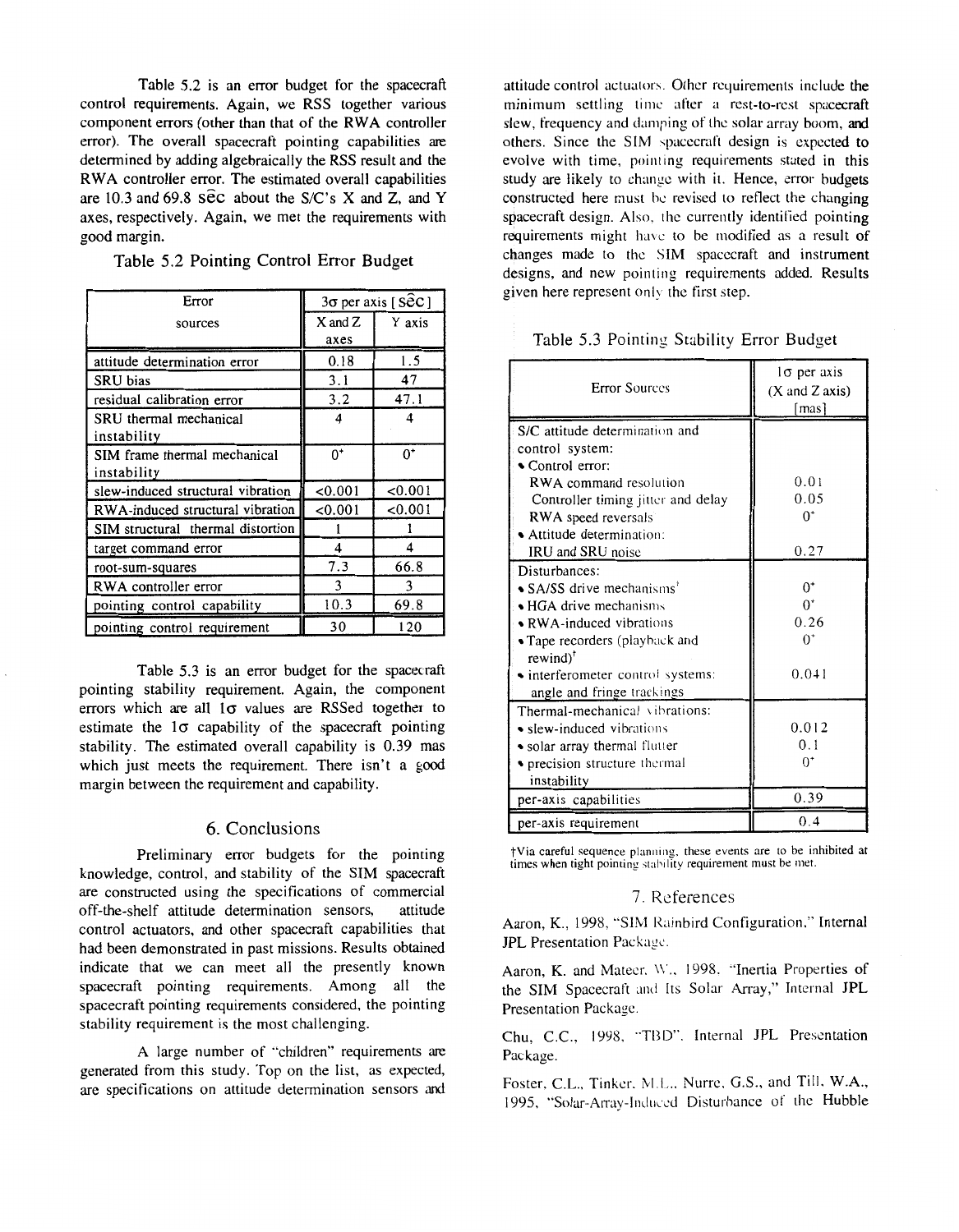Table 5.2 is an error budget for the spacecraft control requirements. Again, we RSS together various component errors (other than that of the RWA controller error). The overall spacecraft pointing capabilities are determined by adding algebraically the RSS result and the RWA controller error. The estimated overall capabilities are 10.3 and 69.8 sec about the S/C's X and Z, and Y axes, respectively. Again, we met the requirements with good margin.

Table 5.2 Pointing Control Error Budget

| Error sources | 3σ per axis [ sec ] | |
|---|---|---|
| | X and Z axes | Y axis |
| attitude determination error | 0.18 | 1.5 |
| SRU bias | 3.1 | 47 |
| residual calibration error | 3.2 | 47.1 |
| SRU thermal mechanical instability | 4 | 4 |
| SIM frame thermal mechanical instability | 0+ | 0+ |
| slew-induced structural vibration | <0.001 | <0.001 |
| RWA-induced structural vibration | <0.001 | <0.001 |
| SIM structural thermal distortion | 1 | 1 |
| target command error | 4 | 4 |
| root-sum-squares | 7.3 | 66.8 |
| RWA controller error | 3 | 3 |
| pointing control capability | 10.3 | 69.8 |
| pointing control requirement | 30 | 120 |

Table 5.3 is an error budget for the spacecraft pointing stability requirement. Again, the component errors which are all 1σ values are RSSed together to estimate the 1σ capability of the spacecraft pointing stability. The estimated overall capability is 0.39 mas which just meets the requirement. There isn't a good margin between the requirement and capability.

## 6. Conclusions

Preliminary error budgets for the pointing knowledge, control, and stability of the SIM spacecraft are constructed using the specifications of commercial off-the-shelf attitude determination sensors, attitude control actuators, and other spacecraft capabilities that had been demonstrated in past missions. Results obtained indicate that we can meet all the presently known spacecraft pointing requirements. Among all the spacecraft pointing requirements considered, the pointing stability requirement is the most challenging.

A large number of "children" requirements are generated from this study. Top on the list, as expected, are specifications on attitude determination sensors and attitude control actuators. Other requirements include the minimum settling time after a rest-to-rest spacecraft slew, frequency and damping of the solar array boom, and others. Since the SIM spacecraft design is expected to evolve with time, pointing requirements stated in this study are likely to change with it. Hence, error budgets constructed here must be revised to reflect the changing spacecraft design. Also, the currently identified pointing requirements might have to be modified as a result of changes made to the SIM spacecraft and instrument designs, and new pointing requirements added. Results given here represent only the first step.

Table 5.3 Pointing Stability Error Budget

| Error Sources | 1σ per axis (X and Z axis) [mas] |
|---|---|
| S/C attitude determination and control system: | |
| • Control error: | |
| RWA command resolution | 0.01 |
| Controller timing jitter and delay | 0.05 |
| RWA speed reversals | 0+ |
| • Attitude determination: | |
| IRU and SRU noise | 0.27 |
| Disturbances: | |
| • SA/SS drive mechanisms† | 0+ |
| • HGA drive mechanisms | 0+ |
| • RWA-induced vibrations | 0.26 |
| • Tape recorders (playback and rewind)† | 0+ |
| • interferometer control systems: angle and fringe trackings | 0.041 |
| Thermal-mechanical vibrations: | |
| • slew-induced vibrations | 0.012 |
| • solar array thermal flutter | 0.1 |
| • precision structure thermal instability | 0+ |
| per-axis capabilities | 0.39 |
| per-axis requirement | 0.4 |

†Via careful sequence planning, these events are to be inhibited at times when tight pointing stability requirement must be met.

## 7. References

Aaron, K., 1998, "SIM Rainbird Configuration," Internal JPL Presentation Package.

Aaron, K. and Mateer, W., 1998, "Inertia Properties of the SIM Spacecraft and Its Solar Array," Internal JPL Presentation Package.

Chu, C.C., 1998, "TBD", Internal JPL Presentation Package.

Foster, C.L., Tinker, M.L., Nurre, G.S., and Till, W.A., 1995, "Solar-Array-Induced Disturbance of the Hubble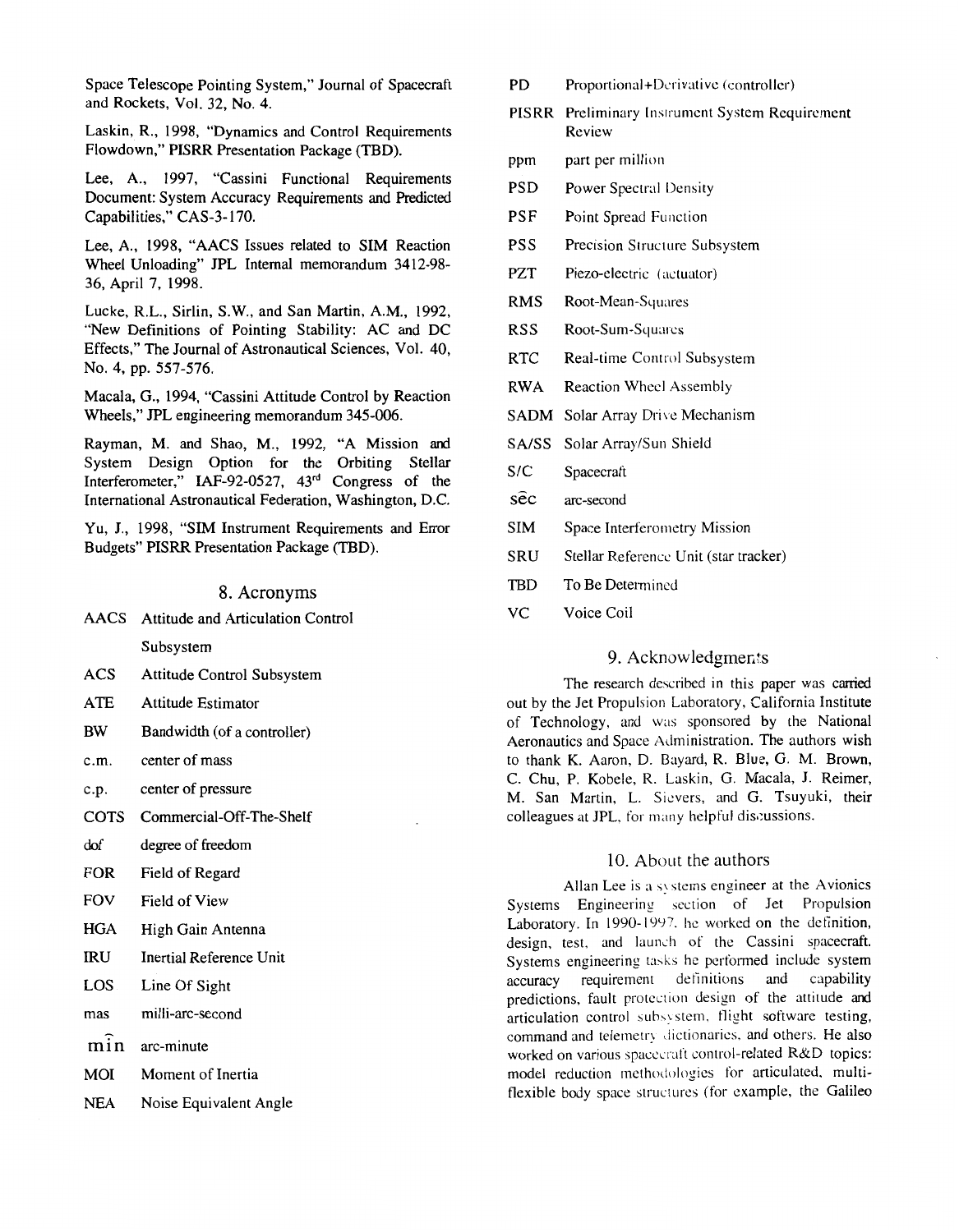Space Telescope Pointing System," Journal of Spacecraft and Rockets, Vol. 32, No. 4.

Laskin, R., 1998, "Dynamics and Control Requirements Flowdown," PISRR Presentation Package (TBD).

Lee, A., 1997, "Cassini Functional Requirements Document: System Accuracy Requirements and Predicted Capabilities," CAS-3-170.

Lee, A., 1998, "AACS Issues related to SIM Reaction Wheel Unloading" JPL Internal memorandum 3412-98-36, April 7, 1998.

Lucke, R.L., Sirlin, S.W., and San Martin, A.M., 1992, "New Definitions of Pointing Stability: AC and DC Effects," The Journal of Astronautical Sciences, Vol. 40, No. 4, pp. 557-576.

Macala, G., 1994, "Cassini Attitude Control by Reaction Wheels," JPL engineering memorandum 345-006.

Rayman, M. and Shao, M., 1992, "A Mission and System Design Option for the Orbiting Stellar Interferometer," IAF-92-0527, 43rd Congress of the International Astronautical Federation, Washington, D.C.

Yu, J., 1998, "SIM Instrument Requirements and Error Budgets" PISRR Presentation Package (TBD).

## 8. Acronyms

| | |
|---|---|
| AACS | Attitude and Articulation Control Subsystem |
| ACS | Attitude Control Subsystem |
| ATE | Attitude Estimator |
| BW | Bandwidth (of a controller) |
| c.m. | center of mass |
| c.p. | center of pressure |
| COTS | Commercial-Off-The-Shelf |
| dof | degree of freedom |
| FOR | Field of Regard |
| FOV | Field of View |
| HGA | High Gain Antenna |
| IRU | Inertial Reference Unit |
| LOS | Line Of Sight |
| mas | milli-arc-second |
| $\widehat{\text{min}}$ | arc-minute |
| MOI | Moment of Inertia |
| NEA | Noise Equivalent Angle |
| PD | Proportional+Derivative (controller) |
| PISRR | Preliminary Instrument System Requirement Review |
| ppm | part per million |
| PSD | Power Spectral Density |
| PSF | Point Spread Function |
| PSS | Precision Structure Subsystem |
| PZT | Piezo-electric (actuator) |
| RMS | Root-Mean-Squares |
| RSS | Root-Sum-Squares |
| RTC | Real-time Control Subsystem |
| RWA | Reaction Wheel Assembly |
| SADM | Solar Array Drive Mechanism |
| SA/SS | Solar Array/Sun Shield |
| S/C | Spacecraft |
| $\widehat{\text{sec}}$ | arc-second |
| SIM | Space Interferometry Mission |
| SRU | Stellar Reference Unit (star tracker) |
| TBD | To Be Determined |
| VC | Voice Coil |

## 9. Acknowledgments

The research described in this paper was carried out by the Jet Propulsion Laboratory, California Institute of Technology, and was sponsored by the National Aeronautics and Space Administration. The authors wish to thank K. Aaron, D. Bayard, R. Blue, G. M. Brown, C. Chu, P. Kobele, R. Laskin, G. Macala, J. Reimer, M. San Martin, L. Sievers, and G. Tsuyuki, their colleagues at JPL, for many helpful discussions.

## 10. About the authors

Allan Lee is a systems engineer at the Avionics Systems Engineering section of Jet Propulsion Laboratory. In 1990-1997, he worked on the definition, design, test, and launch of the Cassini spacecraft. Systems engineering tasks he performed include system accuracy requirement definitions and capability predictions, fault protection design of the attitude and articulation control subsystem, flight software testing, command and telemetry dictionaries, and others. He also worked on various spacecraft control-related R&D topics: model reduction methodologies for articulated, multi-flexible body space structures (for example, the Galileo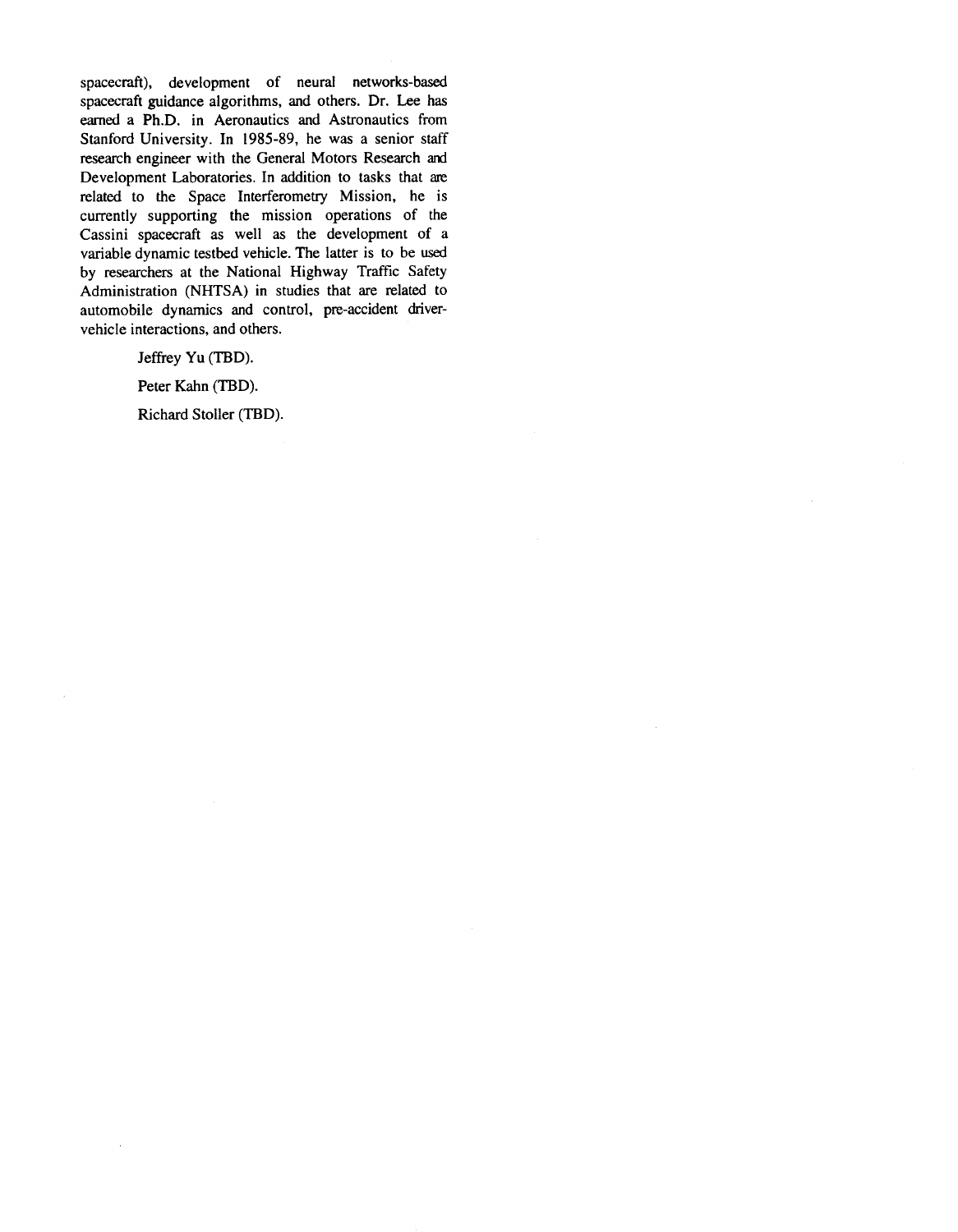spacecraft), development of neural networks-based spacecraft guidance algorithms, and others. Dr. Lee has earned a Ph.D. in Aeronautics and Astronautics from Stanford University. In 1985-89, he was a senior staff research engineer with the General Motors Research and Development Laboratories. In addition to tasks that are related to the Space Interferometry Mission, he is currently supporting the mission operations of the Cassini spacecraft as well as the development of a variable dynamic testbed vehicle. The latter is to be used by researchers at the National Highway Traffic Safety Administration (NHTSA) in studies that are related to automobile dynamics and control, pre-accident driver-vehicle interactions, and others.

Jeffrey Yu (TBD).

Peter Kahn (TBD).

Richard Stoller (TBD).